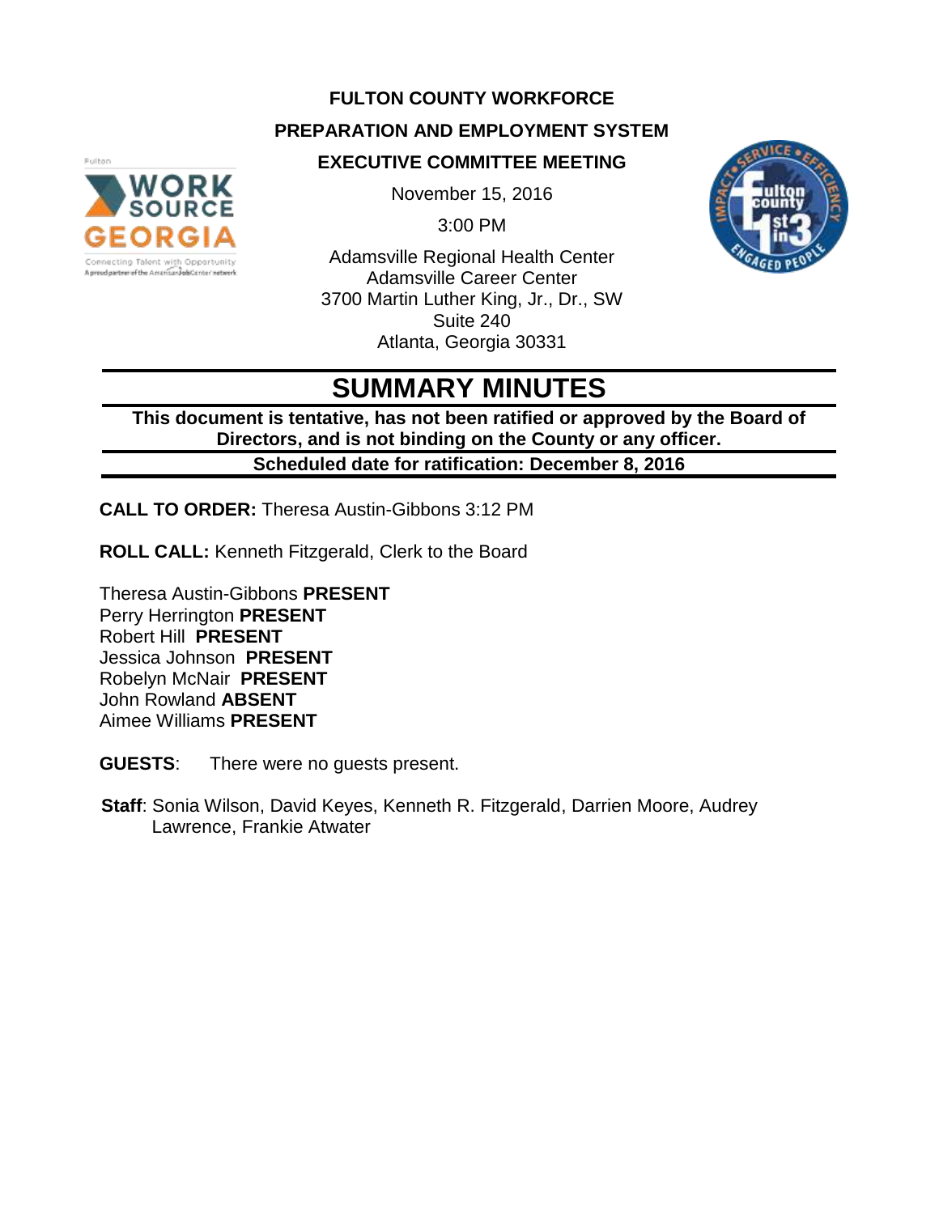**FULTON COUNTY WORKFORCE**

**PREPARATION AND EMPLOYMENT SYSTEM**

**EXECUTIVE COMMITTEE MEETING**

November 15, 2016

3:00 PM

Adamsville Regional Health Center
Adamsville Career Center
3700 Martin Luther King, Jr., Dr., SW
Suite 240
Atlanta, Georgia 30331

# SUMMARY MINUTES

**This document is tentative, has not been ratified or approved by the Board of Directors, and is not binding on the County or any officer.**

**Scheduled date for ratification: December 8, 2016**

**CALL TO ORDER:** Theresa Austin-Gibbons 3:12 PM

**ROLL CALL:** Kenneth Fitzgerald, Clerk to the Board

Theresa Austin-Gibbons **PRESENT**
Perry Herrington **PRESENT**
Robert Hill **PRESENT**
Jessica Johnson **PRESENT**
Robelyn McNair **PRESENT**
John Rowland **ABSENT**
Aimee Williams **PRESENT**

**GUESTS**: There were no guests present.

**Staff**: Sonia Wilson, David Keyes, Kenneth R. Fitzgerald, Darrien Moore, Audrey Lawrence, Frankie Atwater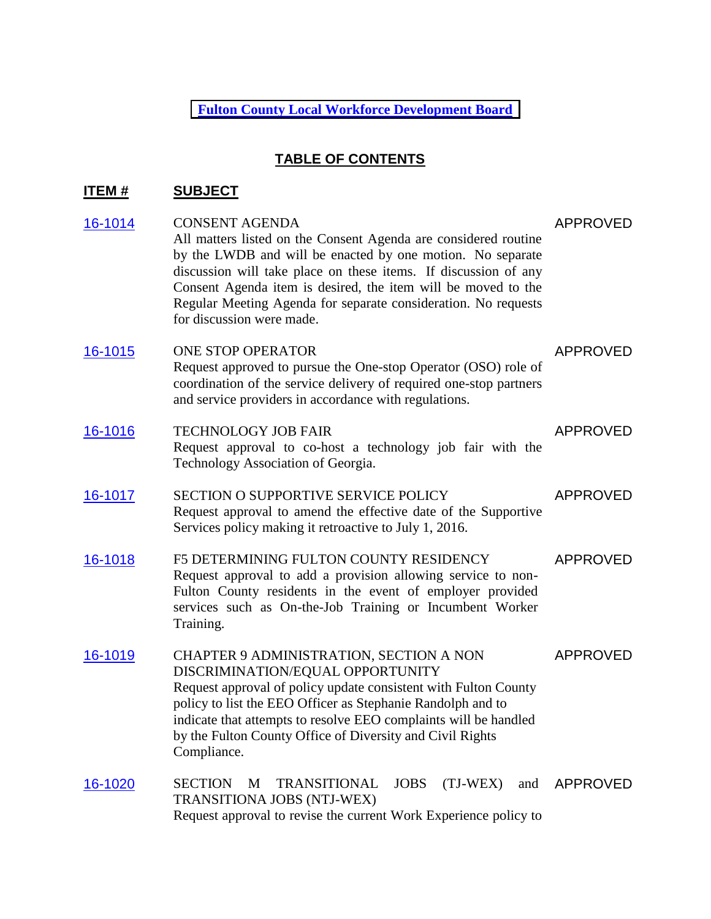**Fulton County Local Workforce Development Board**

## TABLE OF CONTENTS

| ITEM # | SUBJECT | |
|---|---|---|
| 16-1014 | CONSENT AGENDA<br>All matters listed on the Consent Agenda are considered routine by the LWDB and will be enacted by one motion. No separate discussion will take place on these items. If discussion of any Consent Agenda item is desired, the item will be moved to the Regular Meeting Agenda for separate consideration. No requests for discussion were made. | APPROVED |
| 16-1015 | ONE STOP OPERATOR<br>Request approved to pursue the One-stop Operator (OSO) role of coordination of the service delivery of required one-stop partners and service providers in accordance with regulations. | APPROVED |
| 16-1016 | TECHNOLOGY JOB FAIR<br>Request approval to co-host a technology job fair with the Technology Association of Georgia. | APPROVED |
| 16-1017 | SECTION O SUPPORTIVE SERVICE POLICY<br>Request approval to amend the effective date of the Supportive Services policy making it retroactive to July 1, 2016. | APPROVED |
| 16-1018 | F5 DETERMINING FULTON COUNTY RESIDENCY<br>Request approval to add a provision allowing service to non-Fulton County residents in the event of employer provided services such as On-the-Job Training or Incumbent Worker Training. | APPROVED |
| 16-1019 | CHAPTER 9 ADMINISTRATION, SECTION A NON DISCRIMINATION/EQUAL OPPORTUNITY<br>Request approval of policy update consistent with Fulton County policy to list the EEO Officer as Stephanie Randolph and to indicate that attempts to resolve EEO complaints will be handled by the Fulton County Office of Diversity and Civil Rights Compliance. | APPROVED |
| 16-1020 | SECTION M TRANSITIONAL JOBS (TJ-WEX) and TRANSITIONA JOBS (NTJ-WEX)<br>Request approval to revise the current Work Experience policy to | APPROVED |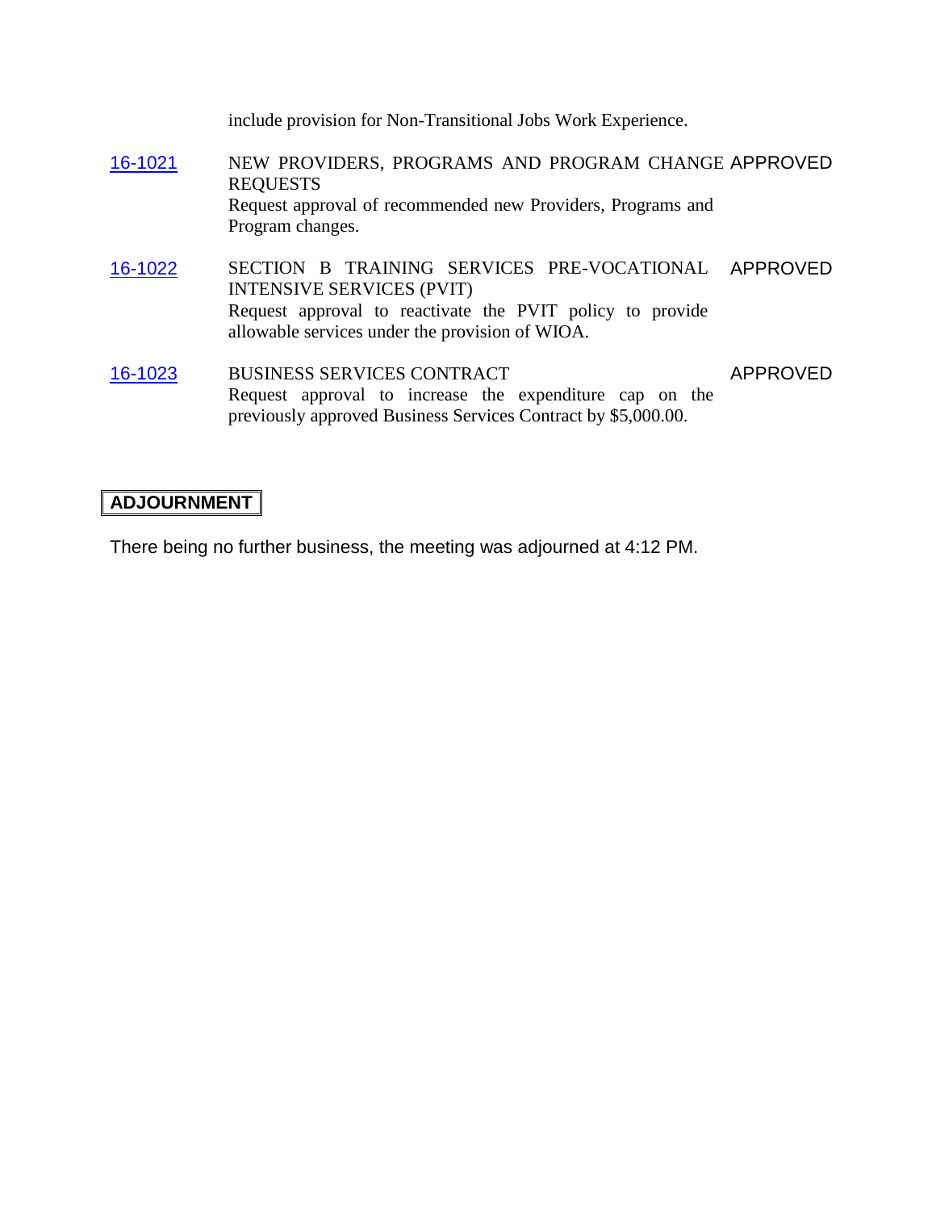include provision for Non-Transitional Jobs Work Experience.

| | | |
|---|---|---|
| 16-1021 | NEW PROVIDERS, PROGRAMS AND PROGRAM CHANGE REQUESTS<br>Request approval of recommended new Providers, Programs and Program changes. | APPROVED |
| 16-1022 | SECTION B TRAINING SERVICES PRE-VOCATIONAL INTENSIVE SERVICES (PVIT)<br>Request approval to reactivate the PVIT policy to provide allowable services under the provision of WIOA. | APPROVED |
| 16-1023 | BUSINESS SERVICES CONTRACT<br>Request approval to increase the expenditure cap on the previously approved Business Services Contract by $5,000.00. | APPROVED |

## ADJOURNMENT

There being no further business, the meeting was adjourned at 4:12 PM.